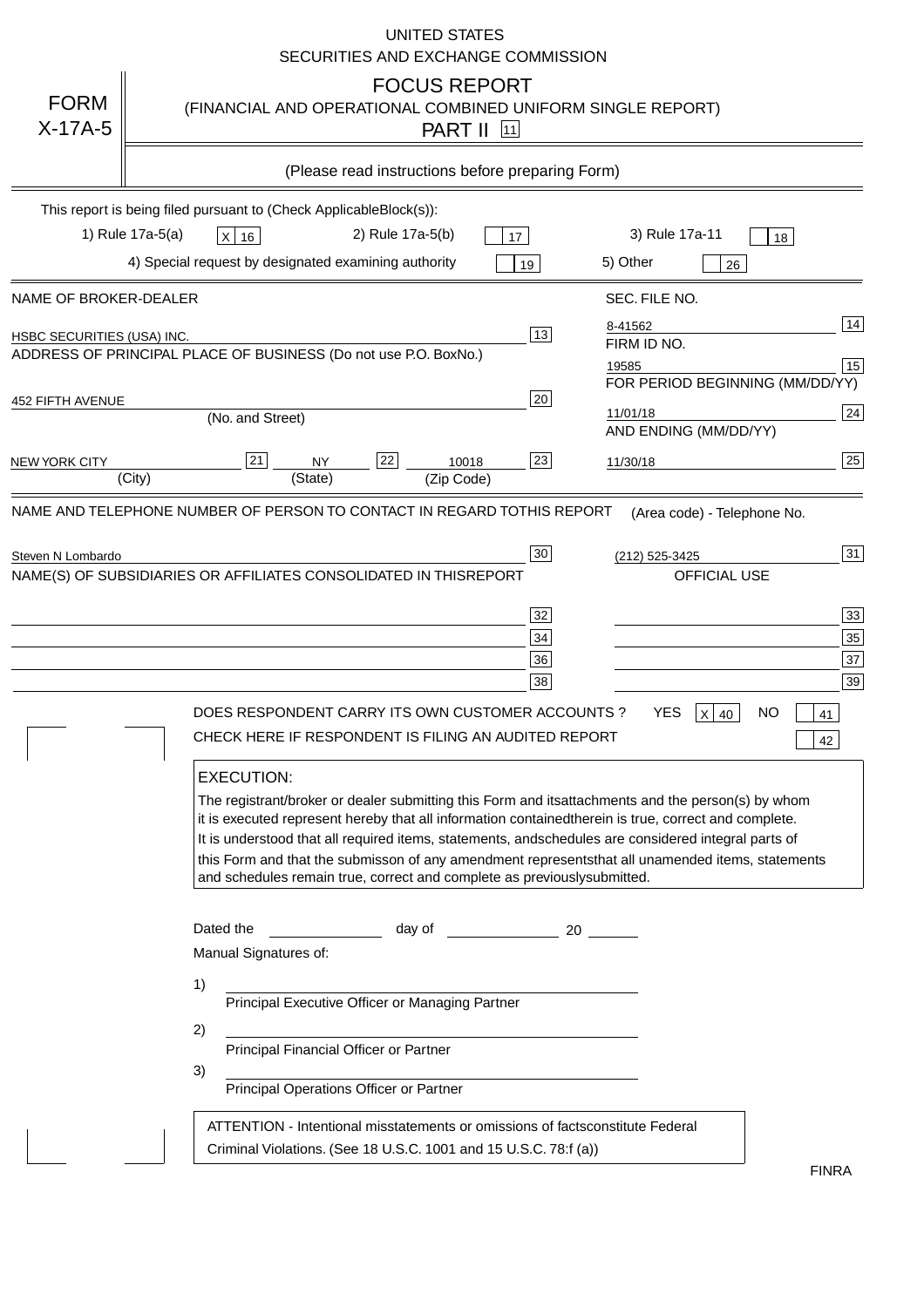UNITED STATES
SECURITIES AND EXCHANGE COMMISSION

# FORM X-17A-5

## FOCUS REPORT
(FINANCIAL AND OPERATIONAL COMBINED UNIFORM SINGLE REPORT)

PART II [11]

(Please read instructions before preparing Form)

This report is being filed pursuant to (Check Applicable Block(s)):

1) Rule 17a-5(a) [X] [16] 2) Rule 17a-5(b) [ ] [17] 3) Rule 17a-11 [ ] [18]

4) Special request by designated examining authority [ ] [19] 5) Other [ ] [26]

| | |
|---|---|
| NAME OF BROKER-DEALER | SEC. FILE NO. |
| HSBC SECURITIES (USA) INC. [13] | 8-41562 [14] |
| ADDRESS OF PRINCIPAL PLACE OF BUSINESS (Do not use P.O. Box No.) | FIRM ID NO. |
| | 19585 [15] |
| 452 FIFTH AVENUE [20] | FOR PERIOD BEGINNING (MM/DD/YY) |
| (No. and Street) | 11/01/18 [24] |
| NEW YORK CITY [21] NY [22] 10018 [23] | AND ENDING (MM/DD/YY) |
| (City) (State) (Zip Code) | 11/30/18 [25] |

NAME AND TELEPHONE NUMBER OF PERSON TO CONTACT IN REGARD TO THIS REPORT (Area code) - Telephone No.

Steven N Lombardo [30] (212) 525-3425 [31]

NAME(S) OF SUBSIDIARIES OR AFFILIATES CONSOLIDATED IN THIS REPORT — OFFICIAL USE

| | |
|---|---|
| [32] | [33] |
| [34] | [35] |
| [36] | [37] |
| [38] | [39] |

DOES RESPONDENT CARRY ITS OWN CUSTOMER ACCOUNTS ? YES [X] [40] NO [ ] [41]

CHECK HERE IF RESPONDENT IS FILING AN AUDITED REPORT [ ] [42]

**EXECUTION:**

The registrant/broker or dealer submitting this Form and its attachments and the person(s) by whom it is executed represent hereby that all information contained therein is true, correct and complete. It is understood that all required items, statements, and schedules are considered integral parts of this Form and that the submisson of any amendment represents that all unamended items, statements and schedules remain true, correct and complete as previously submitted.

Dated the ______ day of ______ 20 ____

Manual Signatures of:

1) ______________________________
Principal Executive Officer or Managing Partner

2) ______________________________
Principal Financial Officer or Partner

3) ______________________________
Principal Operations Officer or Partner

ATTENTION - Intentional misstatements or omissions of facts constitute Federal Criminal Violations. (See 18 U.S.C. 1001 and 15 U.S.C. 78:f (a))

FINRA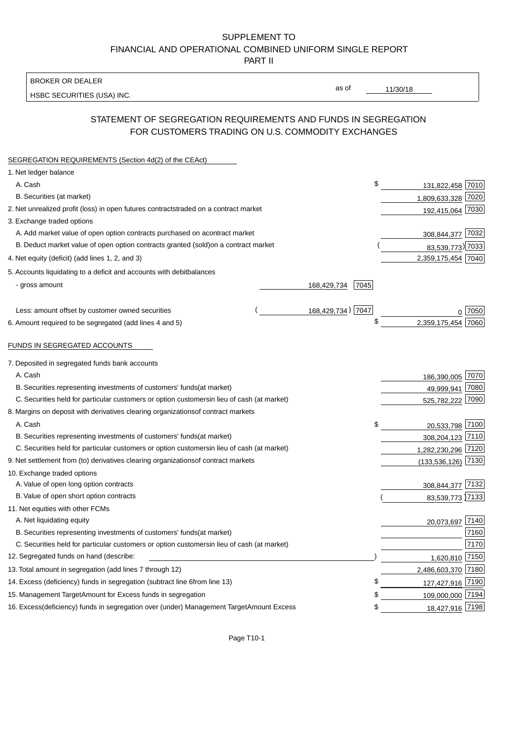SUPPLEMENT TO
FINANCIAL AND OPERATIONAL COMBINED UNIFORM SINGLE REPORT
PART II

BROKER OR DEALER
HSBC SECURITIES (USA) INC.

as of 11/30/18

## STATEMENT OF SEGREGATION REQUIREMENTS AND FUNDS IN SEGREGATION FOR CUSTOMERS TRADING ON U.S. COMMODITY EXCHANGES

SEGREGATION REQUIREMENTS (Section 4d(2) of the CEAct)

| | | | | |
|---|---|---|---|---|
| 1. Net ledger balance | | | | |
| A. Cash | | | $ 131,822,458 | 7010 |
| B. Securities (at market) | | | 1,809,633,328 | 7020 |
| 2. Net unrealized profit (loss) in open futures contracts traded on a contract market | | | 192,415,064 | 7030 |
| 3. Exchange traded options | | | | |
| A. Add market value of open option contracts purchased on a contract market | | | 308,844,377 | 7032 |
| B. Deduct market value of open option contracts granted (sold) on a contract market | | | (83,539,773) | 7033 |
| 4. Net equity (deficit) (add lines 1, 2, and 3) | | | 2,359,175,454 | 7040 |
| 5. Accounts liquidating to a deficit and accounts with debit balances | | | | |
| - gross amount | 168,429,734 | 7045 | | |
| Less: amount offset by customer owned securities | (168,429,734) | 7047 | 0 | 7050 |
| 6. Amount required to be segregated (add lines 4 and 5) | | | $ 2,359,175,454 | 7060 |

FUNDS IN SEGREGATED ACCOUNTS

| | | |
|---|---|---|
| 7. Deposited in segregated funds bank accounts | | |
| A. Cash | 186,390,005 | 7070 |
| B. Securities representing investments of customers' funds (at market) | 49,999,941 | 7080 |
| C. Securities held for particular customers or option customers in lieu of cash (at market) | 525,782,222 | 7090 |
| 8. Margins on deposit with derivatives clearing organizations of contract markets | | |
| A. Cash | $ 20,533,798 | 7100 |
| B. Securities representing investments of customers' funds (at market) | 308,204,123 | 7110 |
| C. Securities held for particular customers or option customers in lieu of cash (at market) | 1,282,230,296 | 7120 |
| 9. Net settlement from (to) derivatives clearing organizations of contract markets | (133,536,126) | 7130 |
| 10. Exchange traded options | | |
| A. Value of open long option contracts | 308,844,377 | 7132 |
| B. Value of open short option contracts | (83,539,773) | 7133 |
| 11. Net equities with other FCMs | | |
| A. Net liquidating equity | 20,073,697 | 7140 |
| B. Securities representing investments of customers' funds (at market) | | 7160 |
| C. Securities held for particular customers or option customers in lieu of cash (at market) | | 7170 |
| 12. Segregated funds on hand (describe: ) | 1,620,810 | 7150 |
| 13. Total amount in segregation (add lines 7 through 12) | 2,486,603,370 | 7180 |
| 14. Excess (deficiency) funds in segregation (subtract line 6 from line 13) | $ 127,427,916 | 7190 |
| 15. Management Target Amount for Excess funds in segregation | $ 109,000,000 | 7194 |
| 16. Excess (deficiency) funds in segregation over (under) Management Target Amount Excess | $ 18,427,916 | 7198 |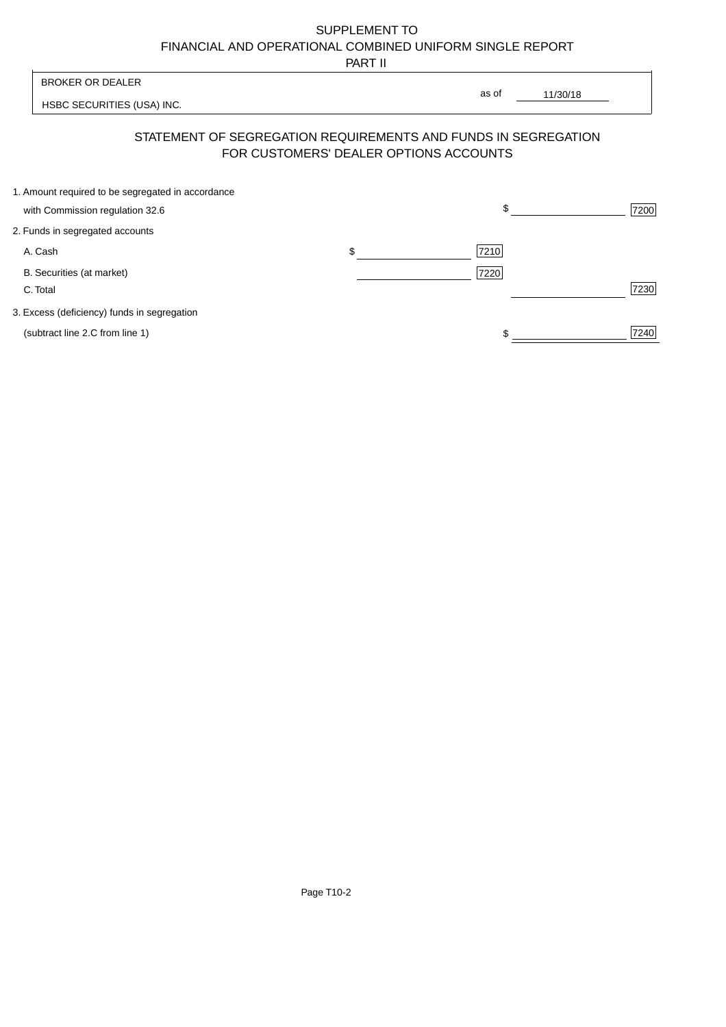SUPPLEMENT TO
FINANCIAL AND OPERATIONAL COMBINED UNIFORM SINGLE REPORT
PART II

BROKER OR DEALER

HSBC SECURITIES (USA) INC.

as of 11/30/18

## STATEMENT OF SEGREGATION REQUIREMENTS AND FUNDS IN SEGREGATION FOR CUSTOMERS' DEALER OPTIONS ACCOUNTS

| | | | | |
|---|---|---|---|---|
| 1. Amount required to be segregated in accordance with Commission regulation 32.6 | | | $ | 7200 |
| 2. Funds in segregated accounts | | | | |
| A. Cash | $ | 7210 | | |
| B. Securities (at market) | | 7220 | | |
| C. Total | | | | 7230 |
| 3. Excess (deficiency) funds in segregation (subtract line 2.C from line 1) | | | $ | 7240 |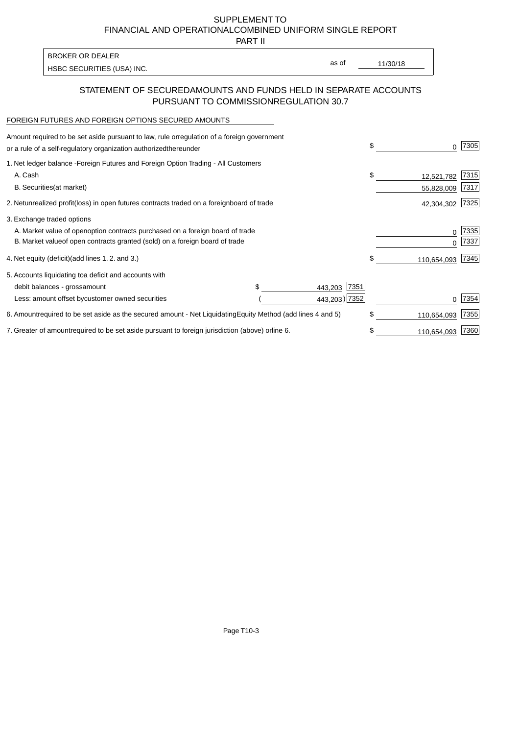SUPPLEMENT TO
FINANCIAL AND OPERATIONAL COMBINED UNIFORM SINGLE REPORT
PART II

| BROKER OR DEALER | as of |
|---|---|
| HSBC SECURITIES (USA) INC. | 11/30/18 |

## STATEMENT OF SECURED AMOUNTS AND FUNDS HELD IN SEPARATE ACCOUNTS PURSUANT TO COMMISSION REGULATION 30.7

FOREIGN FUTURES AND FOREIGN OPTIONS SECURED AMOUNTS

| | | | | |
|---|---|---|---|---|
| Amount required to be set aside pursuant to law, rule or regulation of a foreign government or a rule of a self-regulatory organization authorized thereunder | | | $ 0 | 7305 |
| 1. Net ledger balance - Foreign Futures and Foreign Option Trading - All Customers | | | | |
| A. Cash | | | $ 12,521,782 | 7315 |
| B. Securities (at market) | | | 55,828,009 | 7317 |
| 2. Net unrealized profit (loss) in open futures contracts traded on a foreign board of trade | | | 42,304,302 | 7325 |
| 3. Exchange traded options | | | | |
| A. Market value of open option contracts purchased on a foreign board of trade | | | 0 | 7335 |
| B. Market value of open contracts granted (sold) on a foreign board of trade | | | 0 | 7337 |
| 4. Net equity (deficit) (add lines 1. 2. and 3.) | | | $ 110,654,093 | 7345 |
| 5. Accounts liquidating to a deficit and accounts with | | | | |
| debit balances - gross amount | $ 443,203 | 7351 | | |
| Less: amount offset by customer owned securities | ( 443,203) | 7352 | 0 | 7354 |
| 6. Amount required to be set aside as the secured amount - Net Liquidating Equity Method (add lines 4 and 5) | | | $ 110,654,093 | 7355 |
| 7. Greater of amount required to be set aside pursuant to foreign jurisdiction (above) or line 6. | | | $ 110,654,093 | 7360 |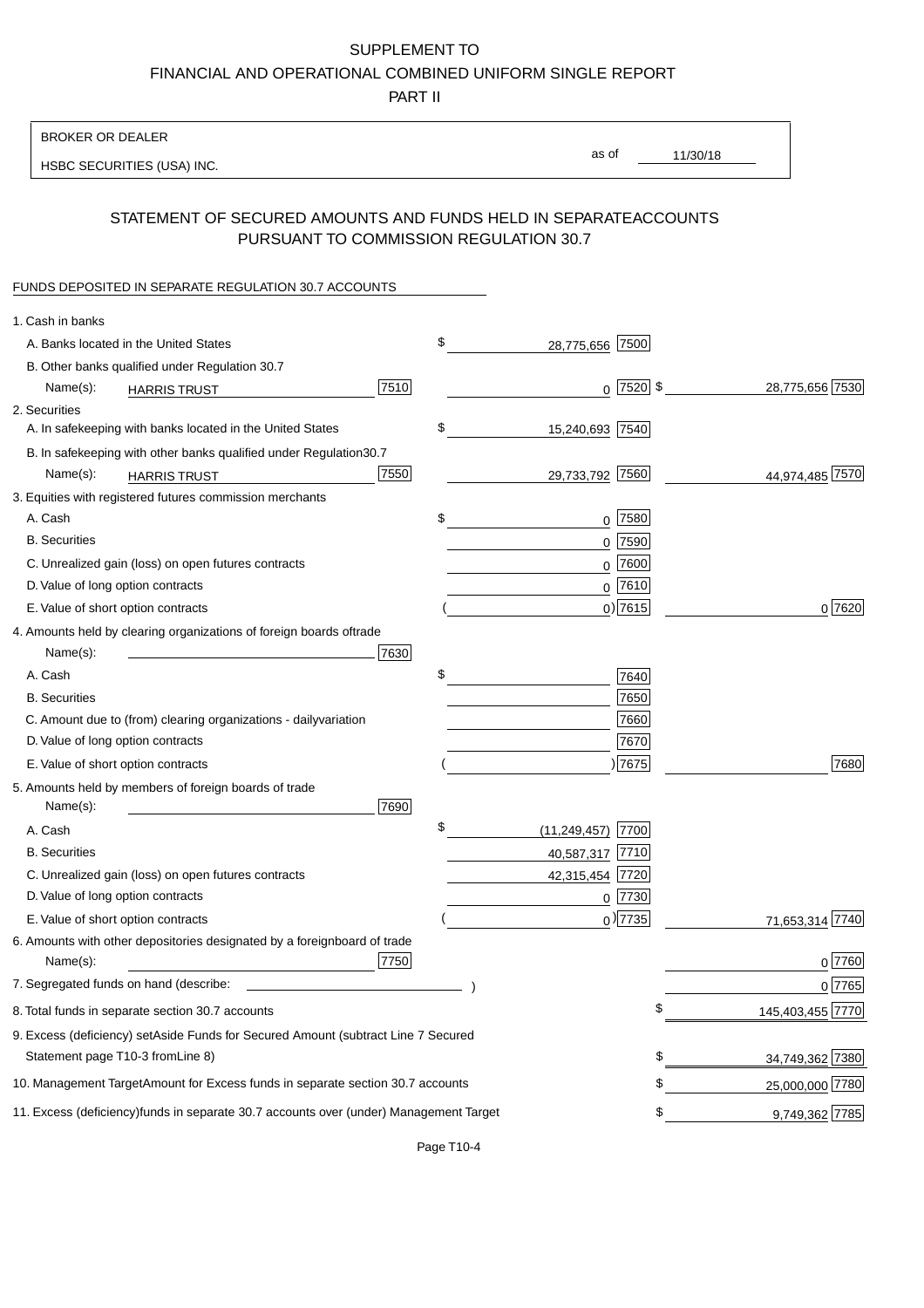SUPPLEMENT TO

FINANCIAL AND OPERATIONAL COMBINED UNIFORM SINGLE REPORT

PART II

BROKER OR DEALER

HSBC SECURITIES (USA) INC.

as of 11/30/18

## STATEMENT OF SECURED AMOUNTS AND FUNDS HELD IN SEPARATE ACCOUNTS PURSUANT TO COMMISSION REGULATION 30.7

FUNDS DEPOSITED IN SEPARATE REGULATION 30.7 ACCOUNTS

| | | | |
|---|---|---|---|
| 1. Cash in banks | | | |
| A. Banks located in the United States | | $ 28,775,656 [7500] | |
| B. Other banks qualified under Regulation 30.7 | | | |
| Name(s): HARRIS TRUST | [7510] | 0 [7520] | $ 28,775,656 [7530] |
| 2. Securities | | | |
| A. In safekeeping with banks located in the United States | | $ 15,240,693 [7540] | |
| B. In safekeeping with other banks qualified under Regulation 30.7 | | | |
| Name(s): HARRIS TRUST | [7550] | 29,733,792 [7560] | 44,974,485 [7570] |
| 3. Equities with registered futures commission merchants | | | |
| A. Cash | | $ 0 [7580] | |
| B. Securities | | 0 [7590] | |
| C. Unrealized gain (loss) on open futures contracts | | 0 [7600] | |
| D. Value of long option contracts | | 0 [7610] | |
| E. Value of short option contracts | | ( 0) [7615] | 0 [7620] |
| 4. Amounts held by clearing organizations of foreign boards of trade | | | |
| Name(s): | [7630] | | |
| A. Cash | | $ [7640] | |
| B. Securities | | [7650] | |
| C. Amount due to (from) clearing organizations - daily variation | | [7660] | |
| D. Value of long option contracts | | [7670] | |
| E. Value of short option contracts | | ( ) [7675] | [7680] |
| 5. Amounts held by members of foreign boards of trade | | | |
| Name(s): | [7690] | | |
| A. Cash | | $ (11,249,457) [7700] | |
| B. Securities | | 40,587,317 [7710] | |
| C. Unrealized gain (loss) on open futures contracts | | 42,315,454 [7720] | |
| D. Value of long option contracts | | 0 [7730] | |
| E. Value of short option contracts | | ( 0) [7735] | 71,653,314 [7740] |
| 6. Amounts with other depositories designated by a foreign board of trade | | | |
| Name(s): | [7750] | | 0 [7760] |
| 7. Segregated funds on hand (describe: ) | | | 0 [7765] |
| 8. Total funds in separate section 30.7 accounts | | | $ 145,403,455 [7770] |
| 9. Excess (deficiency) set Aside Funds for Secured Amount (subtract Line 7 Secured Statement page T10-3 from Line 8) | | | $ 34,749,362 [7380] |
| 10. Management Target Amount for Excess funds in separate section 30.7 accounts | | | $ 25,000,000 [7780] |
| 11. Excess (deficiency) funds in separate 30.7 accounts over (under) Management Target | | | $ 9,749,362 [7785] |

Page T10-4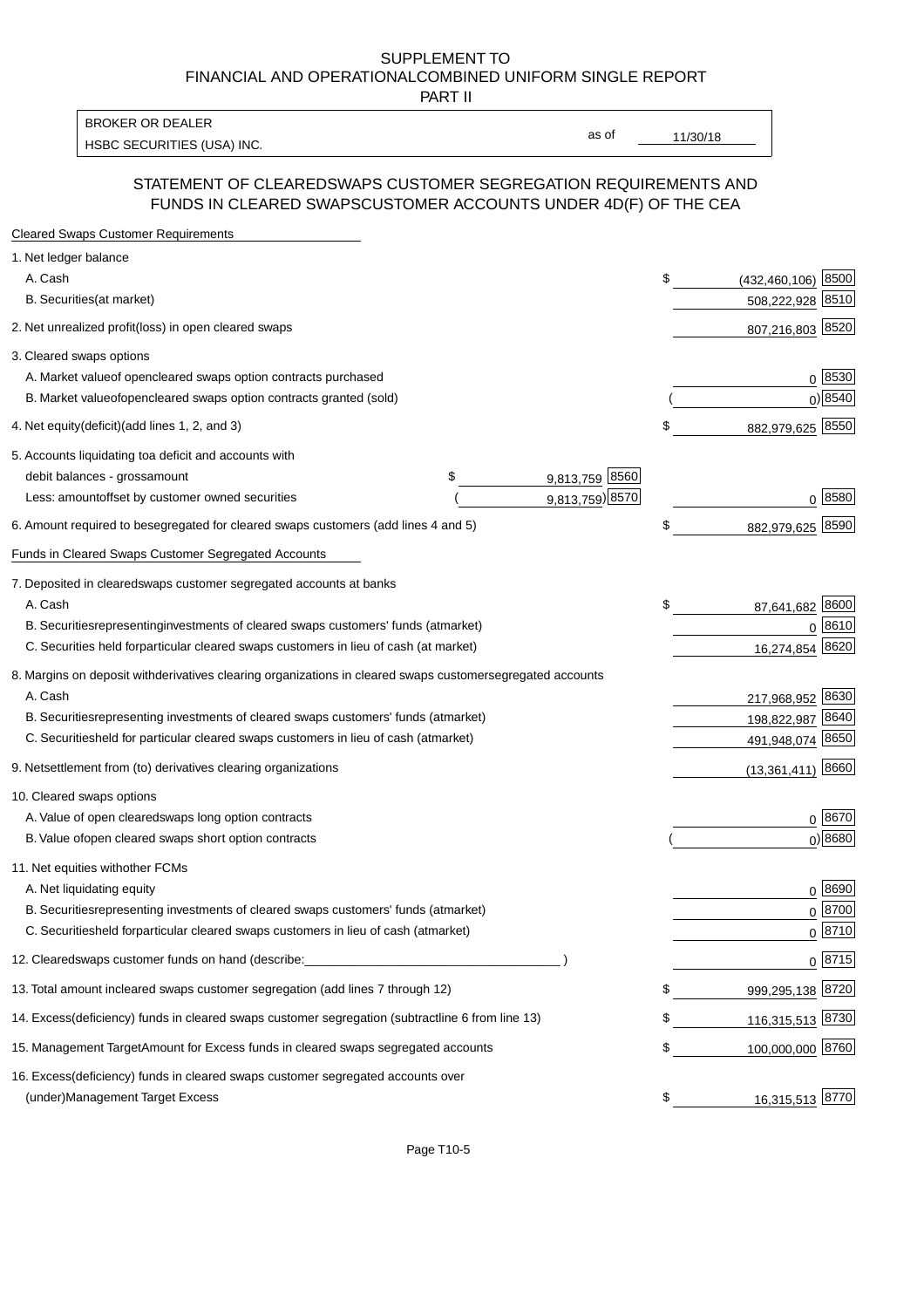SUPPLEMENT TO
FINANCIAL AND OPERATIONALCOMBINED UNIFORM SINGLE REPORT
PART II

| BROKER OR DEALER | | |
|---|---|---|
| HSBC SECURITIES (USA) INC. | as of | 11/30/18 |

## STATEMENT OF CLEAREDSWAPS CUSTOMER SEGREGATION REQUIREMENTS AND FUNDS IN CLEARED SWAPSCUSTOMER ACCOUNTS UNDER 4D(F) OF THE CEA

| | | | | |
|---|---|---|---|---|
| **Cleared Swaps Customer Requirements** | | | | |
| 1. Net ledger balance | | | | |
| A. Cash | | | $ (432,460,106) | 8500 |
| B. Securities(at market) | | | 508,222,928 | 8510 |
| 2. Net unrealized profit(loss) in open cleared swaps | | | 807,216,803 | 8520 |
| 3. Cleared swaps options | | | | |
| A. Market valueof opencleared swaps option contracts purchased | | | 0 | 8530 |
| B. Market valueofopencleared swaps option contracts granted (sold) | | | ( 0) | 8540 |
| 4. Net equity(deficit)(add lines 1, 2, and 3) | | | $ 882,979,625 | 8550 |
| 5. Accounts liquidating toa deficit and accounts with debit balances - grossamount | $ 9,813,759 | 8560 | | |
| Less: amountoffset by customer owned securities | ( 9,813,759) | 8570 | 0 | 8580 |
| 6. Amount required to besegregated for cleared swaps customers (add lines 4 and 5) | | | $ 882,979,625 | 8590 |
| **Funds in Cleared Swaps Customer Segregated Accounts** | | | | |
| 7. Deposited in clearedswaps customer segregated accounts at banks | | | | |
| A. Cash | | | $ 87,641,682 | 8600 |
| B. Securitiesrepresentinginvestments of cleared swaps customers' funds (atmarket) | | | 0 | 8610 |
| C. Securities held forparticular cleared swaps customers in lieu of cash (at market) | | | 16,274,854 | 8620 |
| 8. Margins on deposit withderivatives clearing organizations in cleared swaps customersegregated accounts | | | | |
| A. Cash | | | 217,968,952 | 8630 |
| B. Securitiesrepresenting investments of cleared swaps customers' funds (atmarket) | | | 198,822,987 | 8640 |
| C. Securitiesheld for particular cleared swaps customers in lieu of cash (atmarket) | | | 491,948,074 | 8650 |
| 9. Netsettlement from (to) derivatives clearing organizations | | | (13,361,411) | 8660 |
| 10. Cleared swaps options | | | | |
| A. Value of open clearedswaps long option contracts | | | 0 | 8670 |
| B. Value ofopen cleared swaps short option contracts | | | ( 0) | 8680 |
| 11. Net equities withother FCMs | | | | |
| A. Net liquidating equity | | | 0 | 8690 |
| B. Securitiesrepresenting investments of cleared swaps customers' funds (atmarket) | | | 0 | 8700 |
| C. Securitiesheld forparticular cleared swaps customers in lieu of cash (atmarket) | | | 0 | 8710 |
| 12. Clearedswaps customer funds on hand (describe:_______________ ) | | | 0 | 8715 |
| 13. Total amount incleared swaps customer segregation (add lines 7 through 12) | | | $ 999,295,138 | 8720 |
| 14. Excess(deficiency) funds in cleared swaps customer segregation (subtractline 6 from line 13) | | | $ 116,315,513 | 8730 |
| 15. Management TargetAmount for Excess funds in cleared swaps segregated accounts | | | $ 100,000,000 | 8760 |
| 16. Excess(deficiency) funds in cleared swaps customer segregated accounts over (under)Management Target Excess | | | $ 16,315,513 | 8770 |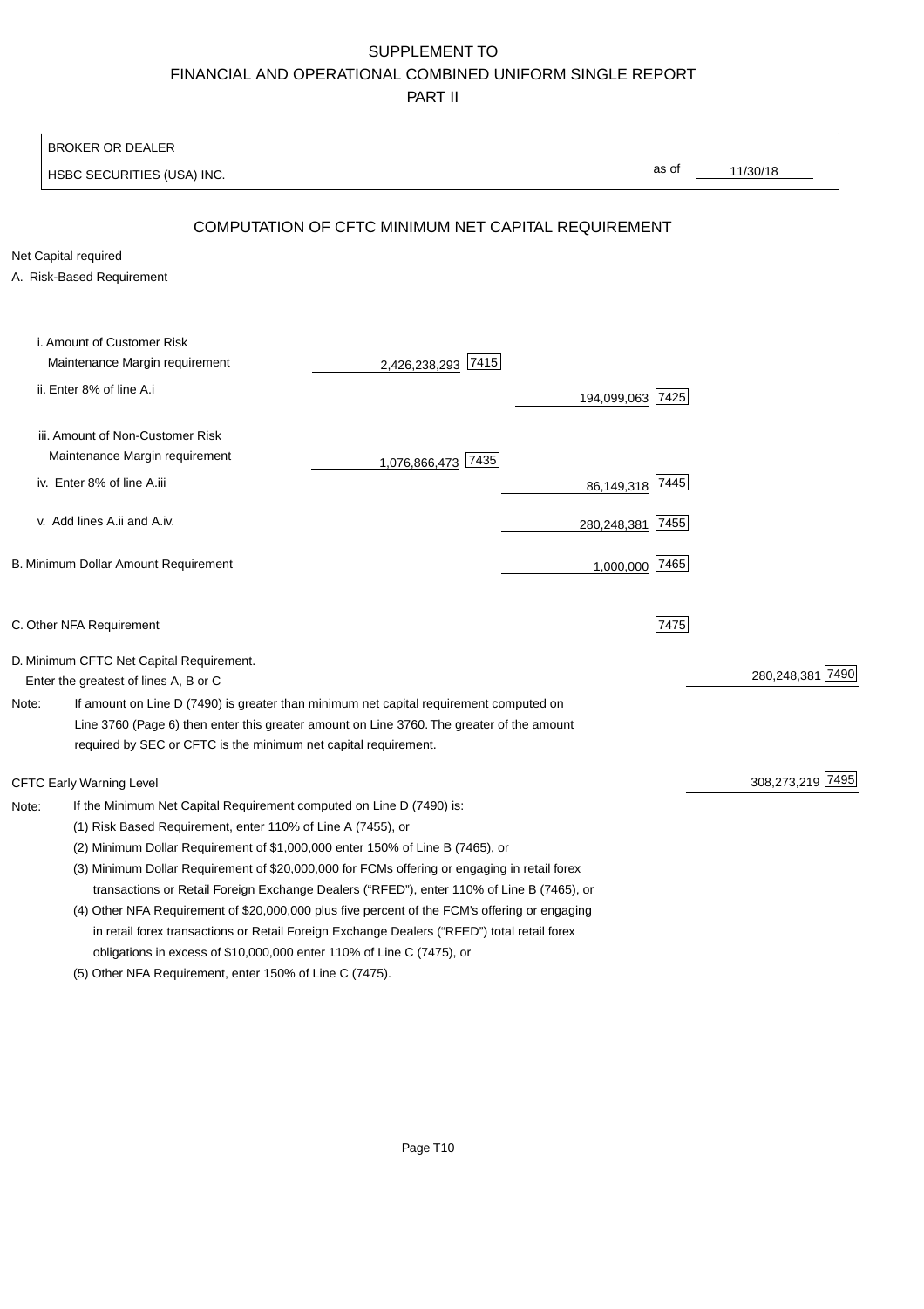# SUPPLEMENT TO
# FINANCIAL AND OPERATIONAL COMBINED UNIFORM SINGLE REPORT
# PART II

| | |
|---|---|
| BROKER OR DEALER | |
| HSBC SECURITIES (USA) INC. | as of 11/30/18 |

## COMPUTATION OF CFTC MINIMUM NET CAPITAL REQUIREMENT

Net Capital required

A. Risk-Based Requirement

| | | | |
|---|---|---|---|
| i. Amount of Customer Risk Maintenance Margin requirement | 2,426,238,293 [7415] | | |
| ii. Enter 8% of line A.i | | 194,099,063 [7425] | |
| iii. Amount of Non-Customer Risk Maintenance Margin requirement | 1,076,866,473 [7435] | | |
| iv. Enter 8% of line A.iii | | 86,149,318 [7445] | |
| v. Add lines A.ii and A.iv. | | 280,248,381 [7455] | |
| B. Minimum Dollar Amount Requirement | | 1,000,000 [7465] | |
| C. Other NFA Requirement | | [7475] | |
| D. Minimum CFTC Net Capital Requirement. Enter the greatest of lines A, B or C | | | 280,248,381 [7490] |

Note: If amount on Line D (7490) is greater than minimum net capital requirement computed on Line 3760 (Page 6) then enter this greater amount on Line 3760. The greater of the amount required by SEC or CFTC is the minimum net capital requirement.

CFTC Early Warning Level 308,273,219 [7495]

Note: If the Minimum Net Capital Requirement computed on Line D (7490) is:

(1) Risk Based Requirement, enter 110% of Line A (7455), or

(2) Minimum Dollar Requirement of $1,000,000 enter 150% of Line B (7465), or

(3) Minimum Dollar Requirement of $20,000,000 for FCMs offering or engaging in retail forex transactions or Retail Foreign Exchange Dealers ("RFED"), enter 110% of Line B (7465), or

(4) Other NFA Requirement of $20,000,000 plus five percent of the FCM's offering or engaging in retail forex transactions or Retail Foreign Exchange Dealers ("RFED") total retail forex obligations in excess of $10,000,000 enter 110% of Line C (7475), or

(5) Other NFA Requirement, enter 150% of Line C (7475).